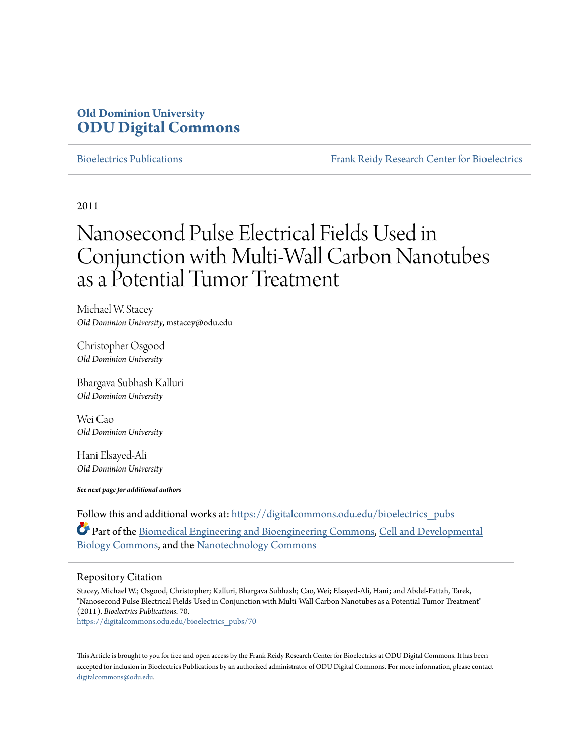**Old Dominion University**
**ODU Digital Commons**

Bioelectrics Publications | Frank Reidy Research Center for Bioelectrics

2011

# Nanosecond Pulse Electrical Fields Used in Conjunction with Multi-Wall Carbon Nanotubes as a Potential Tumor Treatment

Michael W. Stacey
*Old Dominion University*, mstacey@odu.edu

Christopher Osgood
*Old Dominion University*

Bhargava Subhash Kalluri
*Old Dominion University*

Wei Cao
*Old Dominion University*

Hani Elsayed-Ali
*Old Dominion University*

***See next page for additional authors***

Follow this and additional works at: https://digitalcommons.odu.edu/bioelectrics_pubs

Part of the Biomedical Engineering and Bioengineering Commons, Cell and Developmental Biology Commons, and the Nanotechnology Commons

## Repository Citation

Stacey, Michael W.; Osgood, Christopher; Kalluri, Bhargava Subhash; Cao, Wei; Elsayed-Ali, Hani; and Abdel-Fattah, Tarek, "Nanosecond Pulse Electrical Fields Used in Conjunction with Multi-Wall Carbon Nanotubes as a Potential Tumor Treatment" (2011). *Bioelectrics Publications*. 70.
https://digitalcommons.odu.edu/bioelectrics_pubs/70

This Article is brought to you for free and open access by the Frank Reidy Research Center for Bioelectrics at ODU Digital Commons. It has been accepted for inclusion in Bioelectrics Publications by an authorized administrator of ODU Digital Commons. For more information, please contact digitalcommons@odu.edu.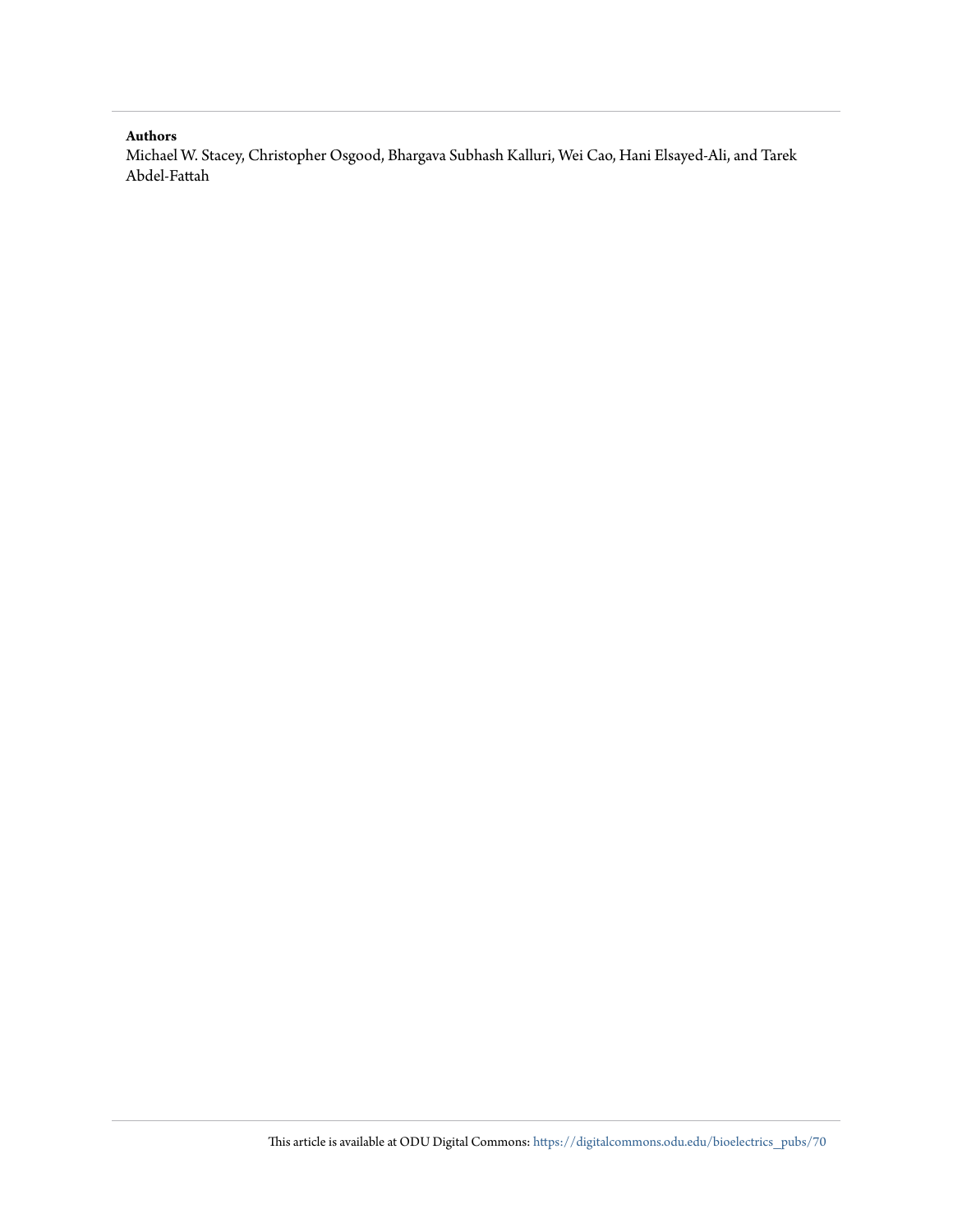**Authors**

Michael W. Stacey, Christopher Osgood, Bhargava Subhash Kalluri, Wei Cao, Hani Elsayed-Ali, and Tarek Abdel-Fattah

This article is available at ODU Digital Commons: https://digitalcommons.odu.edu/bioelectrics_pubs/70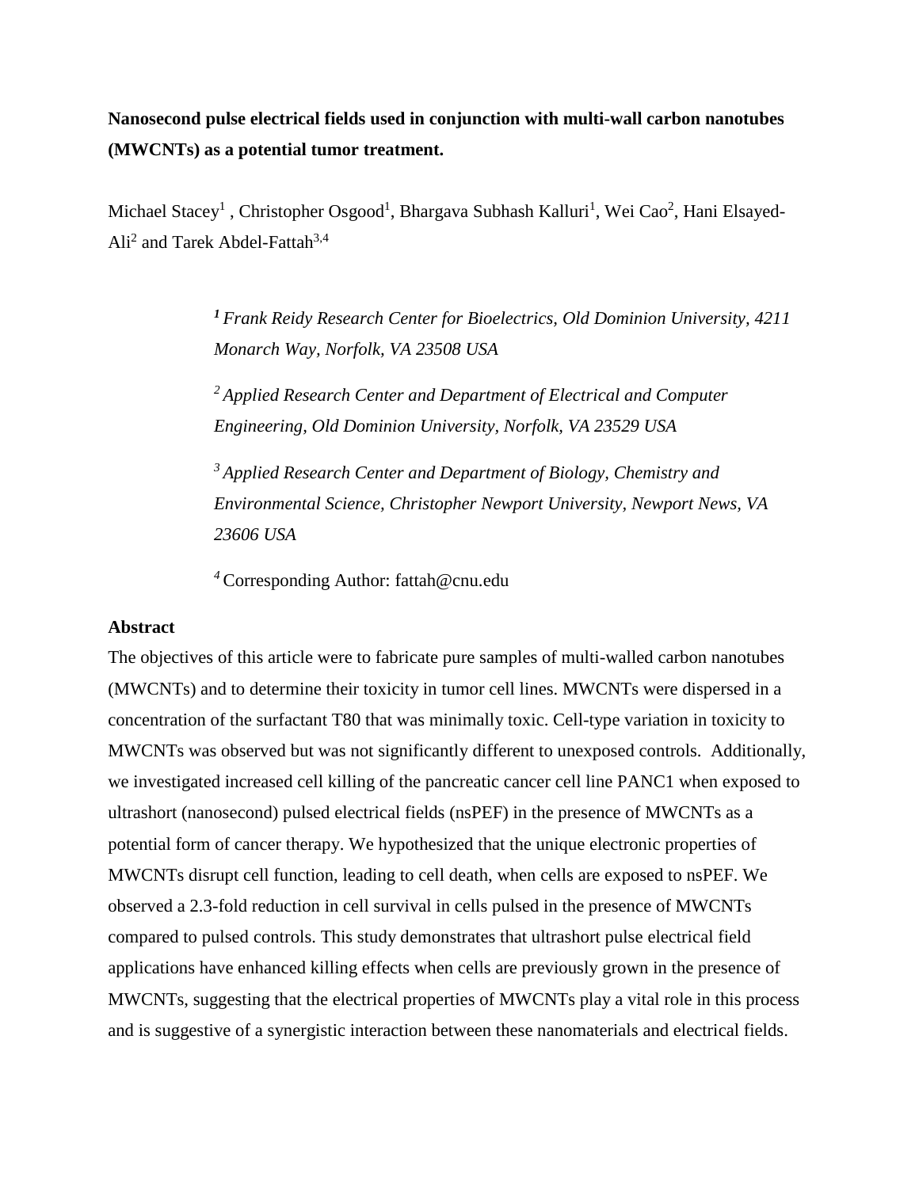**Nanosecond pulse electrical fields used in conjunction with multi-wall carbon nanotubes (MWCNTs) as a potential tumor treatment.**

Michael Stacey[1] , Christopher Osgood[1], Bhargava Subhash Kalluri[1], Wei Cao[2], Hani Elsayed-Ali[2] and Tarek Abdel-Fattah[3,4]

[1] *Frank Reidy Research Center for Bioelectrics, Old Dominion University, 4211 Monarch Way, Norfolk, VA 23508 USA*

[2] *Applied Research Center and Department of Electrical and Computer Engineering, Old Dominion University, Norfolk, VA 23529 USA*

[3] *Applied Research Center and Department of Biology, Chemistry and Environmental Science, Christopher Newport University, Newport News, VA 23606 USA*

[4] Corresponding Author: fattah@cnu.edu

**Abstract**

The objectives of this article were to fabricate pure samples of multi-walled carbon nanotubes (MWCNTs) and to determine their toxicity in tumor cell lines. MWCNTs were dispersed in a concentration of the surfactant T80 that was minimally toxic. Cell-type variation in toxicity to MWCNTs was observed but was not significantly different to unexposed controls. Additionally, we investigated increased cell killing of the pancreatic cancer cell line PANC1 when exposed to ultrashort (nanosecond) pulsed electrical fields (nsPEF) in the presence of MWCNTs as a potential form of cancer therapy. We hypothesized that the unique electronic properties of MWCNTs disrupt cell function, leading to cell death, when cells are exposed to nsPEF. We observed a 2.3-fold reduction in cell survival in cells pulsed in the presence of MWCNTs compared to pulsed controls. This study demonstrates that ultrashort pulse electrical field applications have enhanced killing effects when cells are previously grown in the presence of MWCNTs, suggesting that the electrical properties of MWCNTs play a vital role in this process and is suggestive of a synergistic interaction between these nanomaterials and electrical fields.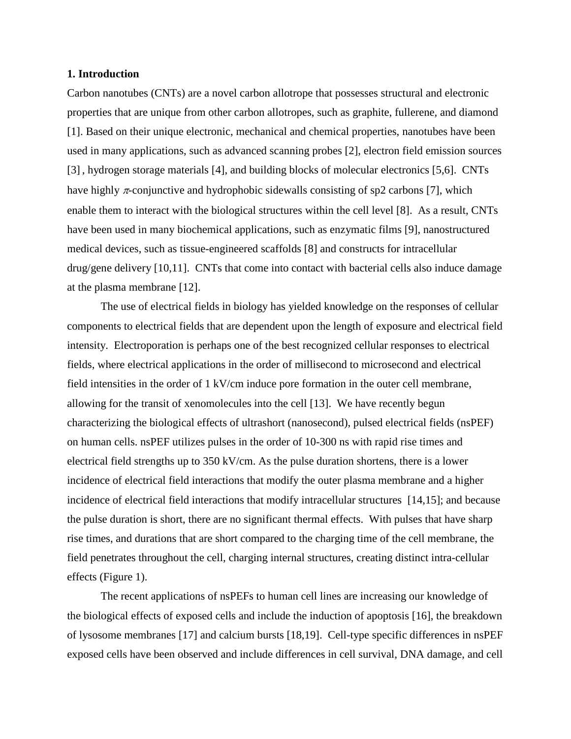## 1. Introduction

Carbon nanotubes (CNTs) are a novel carbon allotrope that possesses structural and electronic properties that are unique from other carbon allotropes, such as graphite, fullerene, and diamond [1]. Based on their unique electronic, mechanical and chemical properties, nanotubes have been used in many applications, such as advanced scanning probes [2], electron field emission sources [3] , hydrogen storage materials [4], and building blocks of molecular electronics [5,6]. CNTs have highly $\pi$-conjunctive and hydrophobic sidewalls consisting of sp2 carbons [7], which enable them to interact with the biological structures within the cell level [8]. As a result, CNTs have been used in many biochemical applications, such as enzymatic films [9], nanostructured medical devices, such as tissue-engineered scaffolds [8] and constructs for intracellular drug/gene delivery [10,11]. CNTs that come into contact with bacterial cells also induce damage at the plasma membrane [12].

The use of electrical fields in biology has yielded knowledge on the responses of cellular components to electrical fields that are dependent upon the length of exposure and electrical field intensity. Electroporation is perhaps one of the best recognized cellular responses to electrical fields, where electrical applications in the order of millisecond to microsecond and electrical field intensities in the order of 1 kV/cm induce pore formation in the outer cell membrane, allowing for the transit of xenomolecules into the cell [13]. We have recently begun characterizing the biological effects of ultrashort (nanosecond), pulsed electrical fields (nsPEF) on human cells. nsPEF utilizes pulses in the order of 10-300 ns with rapid rise times and electrical field strengths up to 350 kV/cm. As the pulse duration shortens, there is a lower incidence of electrical field interactions that modify the outer plasma membrane and a higher incidence of electrical field interactions that modify intracellular structures [14,15]; and because the pulse duration is short, there are no significant thermal effects. With pulses that have sharp rise times, and durations that are short compared to the charging time of the cell membrane, the field penetrates throughout the cell, charging internal structures, creating distinct intra-cellular effects (Figure 1).

The recent applications of nsPEFs to human cell lines are increasing our knowledge of the biological effects of exposed cells and include the induction of apoptosis [16], the breakdown of lysosome membranes [17] and calcium bursts [18,19]. Cell-type specific differences in nsPEF exposed cells have been observed and include differences in cell survival, DNA damage, and cell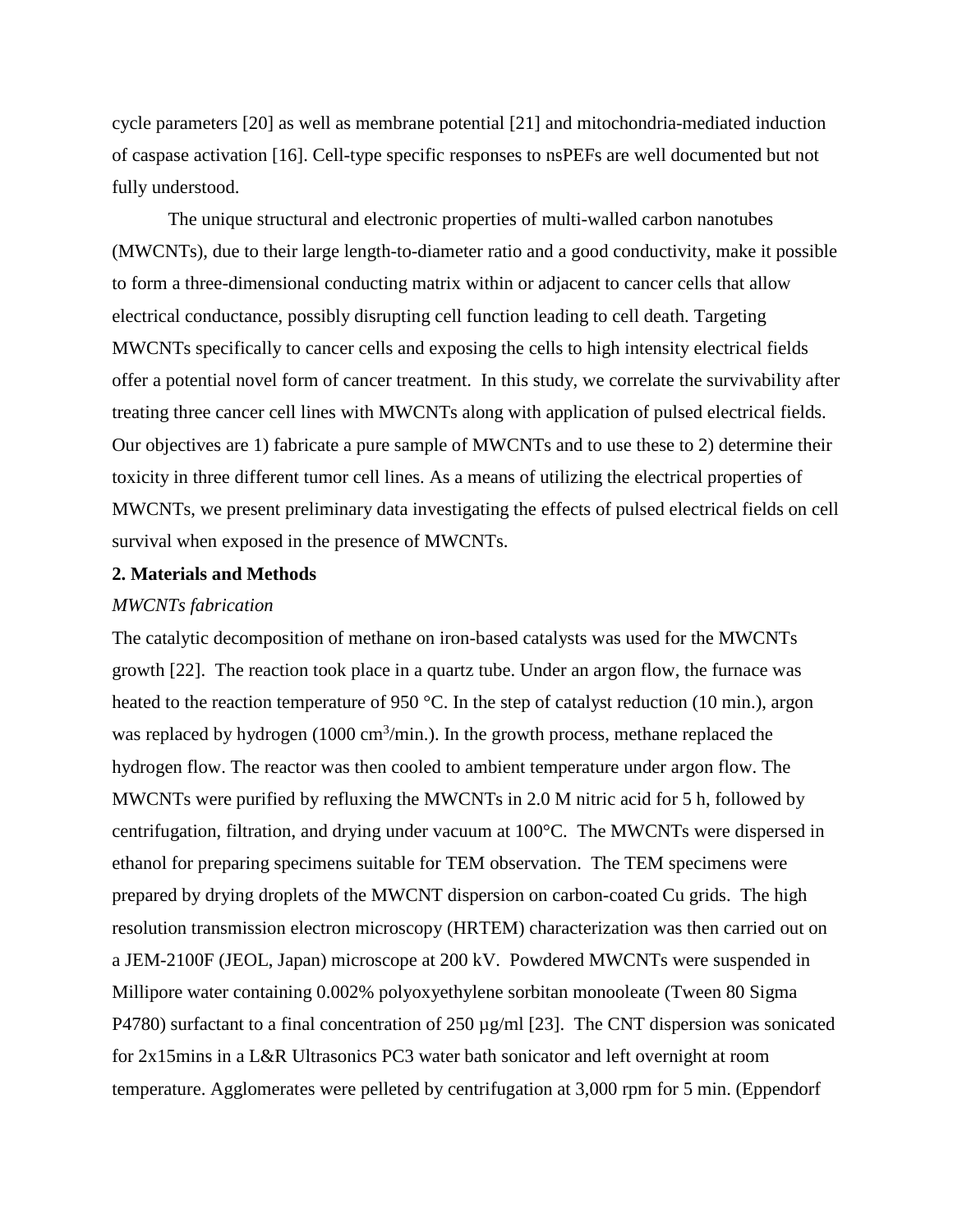cycle parameters [20] as well as membrane potential [21] and mitochondria-mediated induction of caspase activation [16]. Cell-type specific responses to nsPEFs are well documented but not fully understood.

The unique structural and electronic properties of multi-walled carbon nanotubes (MWCNTs), due to their large length-to-diameter ratio and a good conductivity, make it possible to form a three-dimensional conducting matrix within or adjacent to cancer cells that allow electrical conductance, possibly disrupting cell function leading to cell death. Targeting MWCNTs specifically to cancer cells and exposing the cells to high intensity electrical fields offer a potential novel form of cancer treatment. In this study, we correlate the survivability after treating three cancer cell lines with MWCNTs along with application of pulsed electrical fields. Our objectives are 1) fabricate a pure sample of MWCNTs and to use these to 2) determine their toxicity in three different tumor cell lines. As a means of utilizing the electrical properties of MWCNTs, we present preliminary data investigating the effects of pulsed electrical fields on cell survival when exposed in the presence of MWCNTs.

## 2. Materials and Methods

*MWCNTs fabrication*

The catalytic decomposition of methane on iron-based catalysts was used for the MWCNTs growth [22]. The reaction took place in a quartz tube. Under an argon flow, the furnace was heated to the reaction temperature of 950 °C. In the step of catalyst reduction (10 min.), argon was replaced by hydrogen (1000 $cm^3$/min.). In the growth process, methane replaced the hydrogen flow. The reactor was then cooled to ambient temperature under argon flow. The MWCNTs were purified by refluxing the MWCNTs in 2.0 M nitric acid for 5 h, followed by centrifugation, filtration, and drying under vacuum at 100°C. The MWCNTs were dispersed in ethanol for preparing specimens suitable for TEM observation. The TEM specimens were prepared by drying droplets of the MWCNT dispersion on carbon-coated Cu grids. The high resolution transmission electron microscopy (HRTEM) characterization was then carried out on a JEM-2100F (JEOL, Japan) microscope at 200 kV. Powdered MWCNTs were suspended in Millipore water containing 0.002% polyoxyethylene sorbitan monooleate (Tween 80 Sigma P4780) surfactant to a final concentration of 250 µg/ml [23]. The CNT dispersion was sonicated for 2x15mins in a L&R Ultrasonics PC3 water bath sonicator and left overnight at room temperature. Agglomerates were pelleted by centrifugation at 3,000 rpm for 5 min. (Eppendorf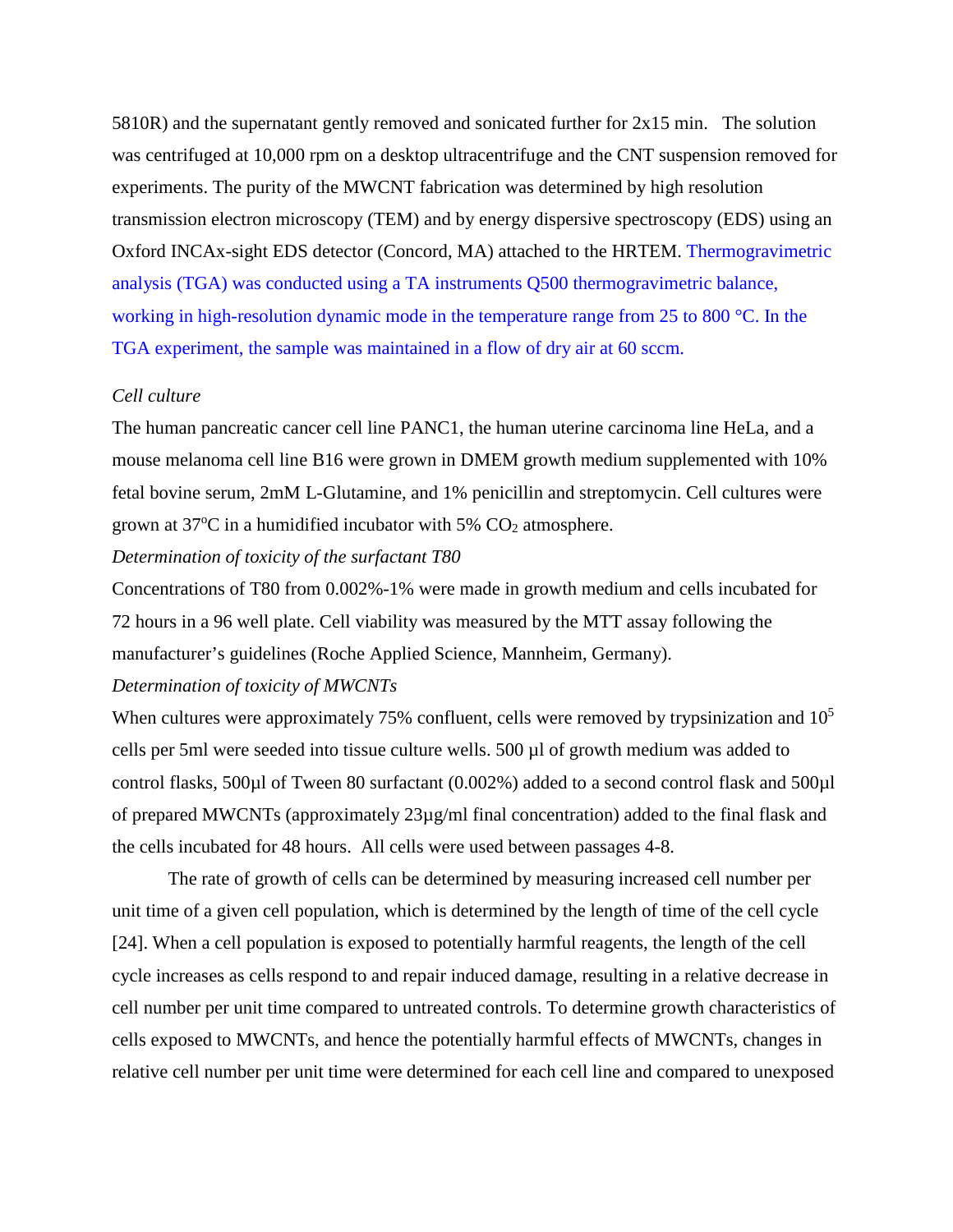5810R) and the supernatant gently removed and sonicated further for 2x15 min. The solution was centrifuged at 10,000 rpm on a desktop ultracentrifuge and the CNT suspension removed for experiments. The purity of the MWCNT fabrication was determined by high resolution transmission electron microscopy (TEM) and by energy dispersive spectroscopy (EDS) using an Oxford INCAx-sight EDS detector (Concord, MA) attached to the HRTEM. Thermogravimetric analysis (TGA) was conducted using a TA instruments Q500 thermogravimetric balance, working in high-resolution dynamic mode in the temperature range from 25 to 800 °C. In the TGA experiment, the sample was maintained in a flow of dry air at 60 sccm.

*Cell culture*

The human pancreatic cancer cell line PANC1, the human uterine carcinoma line HeLa, and a mouse melanoma cell line B16 were grown in DMEM growth medium supplemented with 10% fetal bovine serum, 2mM L-Glutamine, and 1% penicillin and streptomycin. Cell cultures were grown at 37$^{o}$C in a humidified incubator with 5% $CO_2$ atmosphere.

*Determination of toxicity of the surfactant T80*

Concentrations of T80 from 0.002%-1% were made in growth medium and cells incubated for 72 hours in a 96 well plate. Cell viability was measured by the MTT assay following the manufacturer's guidelines (Roche Applied Science, Mannheim, Germany).

*Determination of toxicity of MWCNTs*

When cultures were approximately 75% confluent, cells were removed by trypsinization and $10^5$ cells per 5ml were seeded into tissue culture wells. 500 µl of growth medium was added to control flasks, 500µl of Tween 80 surfactant (0.002%) added to a second control flask and 500µl of prepared MWCNTs (approximately 23µg/ml final concentration) added to the final flask and the cells incubated for 48 hours. All cells were used between passages 4-8.

The rate of growth of cells can be determined by measuring increased cell number per unit time of a given cell population, which is determined by the length of time of the cell cycle [24]. When a cell population is exposed to potentially harmful reagents, the length of the cell cycle increases as cells respond to and repair induced damage, resulting in a relative decrease in cell number per unit time compared to untreated controls. To determine growth characteristics of cells exposed to MWCNTs, and hence the potentially harmful effects of MWCNTs, changes in relative cell number per unit time were determined for each cell line and compared to unexposed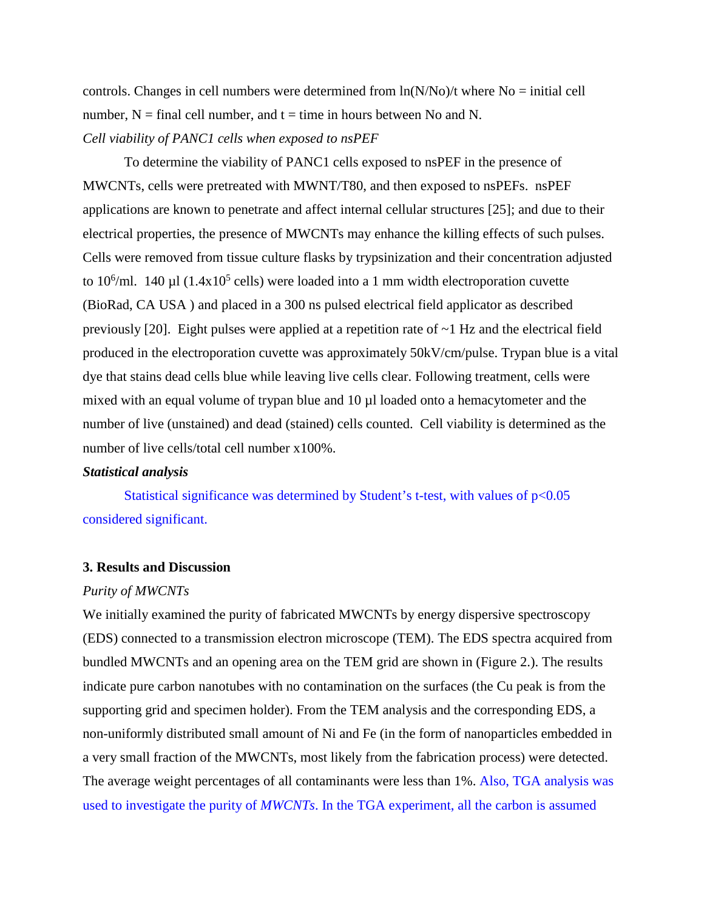controls. Changes in cell numbers were determined from $\ln(N/No)/t$ where No = initial cell number, N = final cell number, and t = time in hours between No and N.

*Cell viability of PANC1 cells when exposed to nsPEF*

To determine the viability of PANC1 cells exposed to nsPEF in the presence of MWCNTs, cells were pretreated with MWNT/T80, and then exposed to nsPEFs. nsPEF applications are known to penetrate and affect internal cellular structures [25]; and due to their electrical properties, the presence of MWCNTs may enhance the killing effects of such pulses. Cells were removed from tissue culture flasks by trypsinization and their concentration adjusted to $10^6$/ml. 140 µl ($1.4 \times 10^5$ cells) were loaded into a 1 mm width electroporation cuvette (BioRad, CA USA ) and placed in a 300 ns pulsed electrical field applicator as described previously [20]. Eight pulses were applied at a repetition rate of ~1 Hz and the electrical field produced in the electroporation cuvette was approximately 50kV/cm/pulse. Trypan blue is a vital dye that stains dead cells blue while leaving live cells clear. Following treatment, cells were mixed with an equal volume of trypan blue and 10 µl loaded onto a hemacytometer and the number of live (unstained) and dead (stained) cells counted. Cell viability is determined as the number of live cells/total cell number x100%.

***Statistical analysis***

Statistical significance was determined by Student's t-test, with values of $p<0.05$ considered significant.

## 3. Results and Discussion

*Purity of MWCNTs*

We initially examined the purity of fabricated MWCNTs by energy dispersive spectroscopy (EDS) connected to a transmission electron microscope (TEM). The EDS spectra acquired from bundled MWCNTs and an opening area on the TEM grid are shown in (Figure 2.). The results indicate pure carbon nanotubes with no contamination on the surfaces (the Cu peak is from the supporting grid and specimen holder). From the TEM analysis and the corresponding EDS, a non-uniformly distributed small amount of Ni and Fe (in the form of nanoparticles embedded in a very small fraction of the MWCNTs, most likely from the fabrication process) were detected. The average weight percentages of all contaminants were less than 1%. Also, TGA analysis was used to investigate the purity of *MWCNTs*. In the TGA experiment, all the carbon is assumed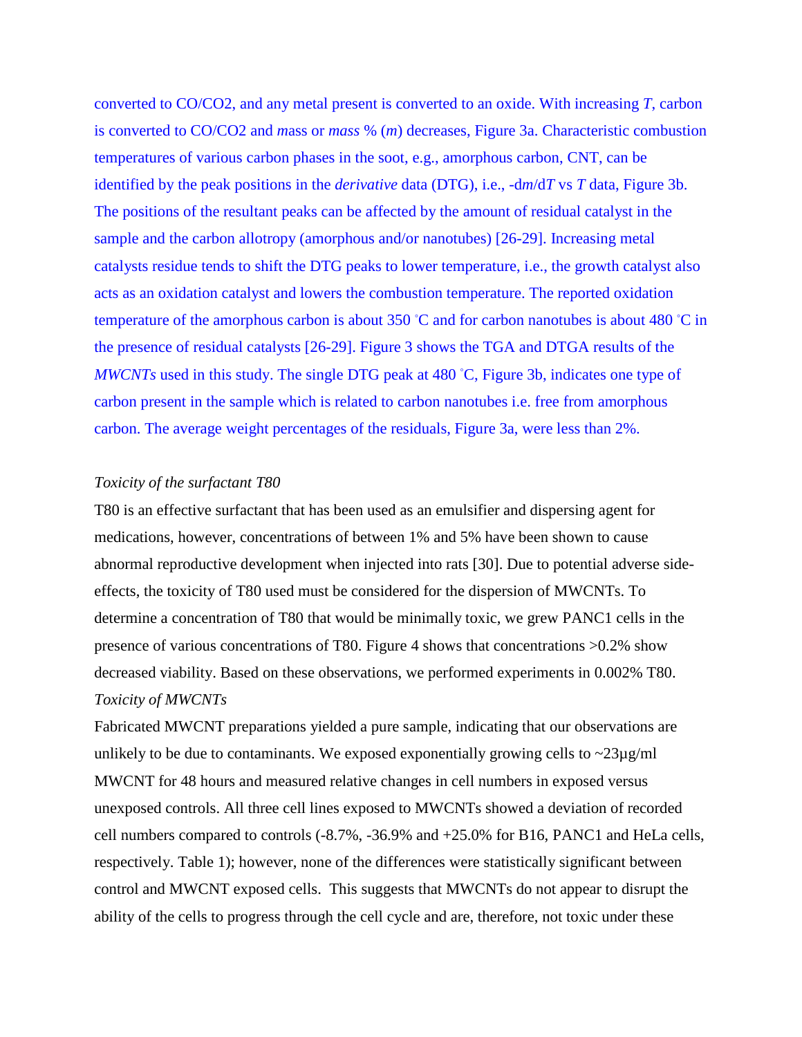converted to $CO/CO_2$, and any metal present is converted to an oxide. With increasing $T$, carbon is converted to $CO/CO_2$ and *m*ass or *mass* % ($m$) decreases, Figure 3a. Characteristic combustion temperatures of various carbon phases in the soot, e.g., amorphous carbon, CNT, can be identified by the peak positions in the *derivative* data (DTG), i.e., $-dm/dT$ vs $T$ data, Figure 3b. The positions of the resultant peaks can be affected by the amount of residual catalyst in the sample and the carbon allotropy (amorphous and/or nanotubes) [26-29]. Increasing metal catalysts residue tends to shift the DTG peaks to lower temperature, i.e., the growth catalyst also acts as an oxidation catalyst and lowers the combustion temperature. The reported oxidation temperature of the amorphous carbon is about 350 ˚C and for carbon nanotubes is about 480 ˚C in the presence of residual catalysts [26-29]. Figure 3 shows the TGA and DTGA results of the *MWCNTs* used in this study. The single DTG peak at 480 ˚C, Figure 3b, indicates one type of carbon present in the sample which is related to carbon nanotubes i.e. free from amorphous carbon. The average weight percentages of the residuals, Figure 3a, were less than 2%.

*Toxicity of the surfactant T80*

T80 is an effective surfactant that has been used as an emulsifier and dispersing agent for medications, however, concentrations of between 1% and 5% have been shown to cause abnormal reproductive development when injected into rats [30]. Due to potential adverse side-effects, the toxicity of T80 used must be considered for the dispersion of MWCNTs. To determine a concentration of T80 that would be minimally toxic, we grew PANC1 cells in the presence of various concentrations of T80. Figure 4 shows that concentrations >0.2% show decreased viability. Based on these observations, we performed experiments in 0.002% T80.

*Toxicity of MWCNTs*

Fabricated MWCNT preparations yielded a pure sample, indicating that our observations are unlikely to be due to contaminants. We exposed exponentially growing cells to ~23µg/ml MWCNT for 48 hours and measured relative changes in cell numbers in exposed versus unexposed controls. All three cell lines exposed to MWCNTs showed a deviation of recorded cell numbers compared to controls (-8.7%, -36.9% and +25.0% for B16, PANC1 and HeLa cells, respectively. Table 1); however, none of the differences were statistically significant between control and MWCNT exposed cells. This suggests that MWCNTs do not appear to disrupt the ability of the cells to progress through the cell cycle and are, therefore, not toxic under these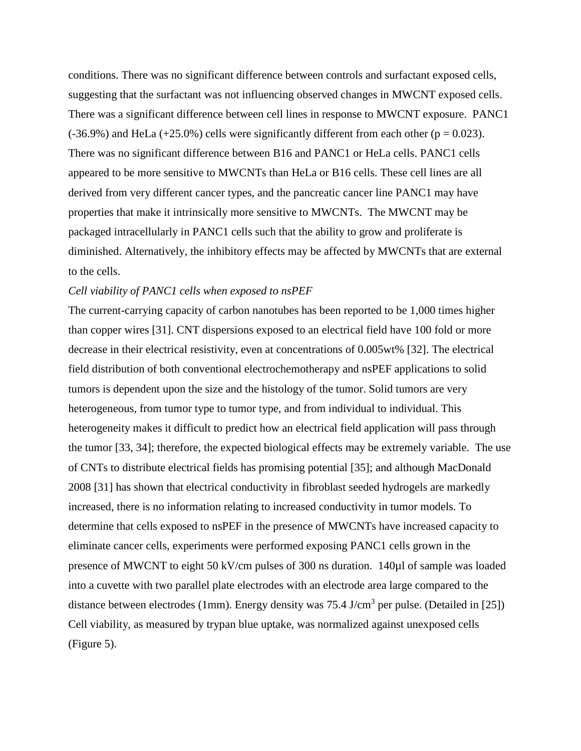conditions. There was no significant difference between controls and surfactant exposed cells, suggesting that the surfactant was not influencing observed changes in MWCNT exposed cells. There was a significant difference between cell lines in response to MWCNT exposure. PANC1 (-36.9%) and HeLa (+25.0%) cells were significantly different from each other ($p = 0.023$). There was no significant difference between B16 and PANC1 or HeLa cells. PANC1 cells appeared to be more sensitive to MWCNTs than HeLa or B16 cells. These cell lines are all derived from very different cancer types, and the pancreatic cancer line PANC1 may have properties that make it intrinsically more sensitive to MWCNTs. The MWCNT may be packaged intracellularly in PANC1 cells such that the ability to grow and proliferate is diminished. Alternatively, the inhibitory effects may be affected by MWCNTs that are external to the cells.

*Cell viability of PANC1 cells when exposed to nsPEF*

The current-carrying capacity of carbon nanotubes has been reported to be 1,000 times higher than copper wires [31]. CNT dispersions exposed to an electrical field have 100 fold or more decrease in their electrical resistivity, even at concentrations of 0.005wt% [32]. The electrical field distribution of both conventional electrochemotherapy and nsPEF applications to solid tumors is dependent upon the size and the histology of the tumor. Solid tumors are very heterogeneous, from tumor type to tumor type, and from individual to individual. This heterogeneity makes it difficult to predict how an electrical field application will pass through the tumor [33, 34]; therefore, the expected biological effects may be extremely variable. The use of CNTs to distribute electrical fields has promising potential [35]; and although MacDonald 2008 [31] has shown that electrical conductivity in fibroblast seeded hydrogels are markedly increased, there is no information relating to increased conductivity in tumor models. To determine that cells exposed to nsPEF in the presence of MWCNTs have increased capacity to eliminate cancer cells, experiments were performed exposing PANC1 cells grown in the presence of MWCNT to eight 50 kV/cm pulses of 300 ns duration. 140µl of sample was loaded into a cuvette with two parallel plate electrodes with an electrode area large compared to the distance between electrodes (1mm). Energy density was 75.4 J/cm$^3$ per pulse. (Detailed in [25]) Cell viability, as measured by trypan blue uptake, was normalized against unexposed cells (Figure 5).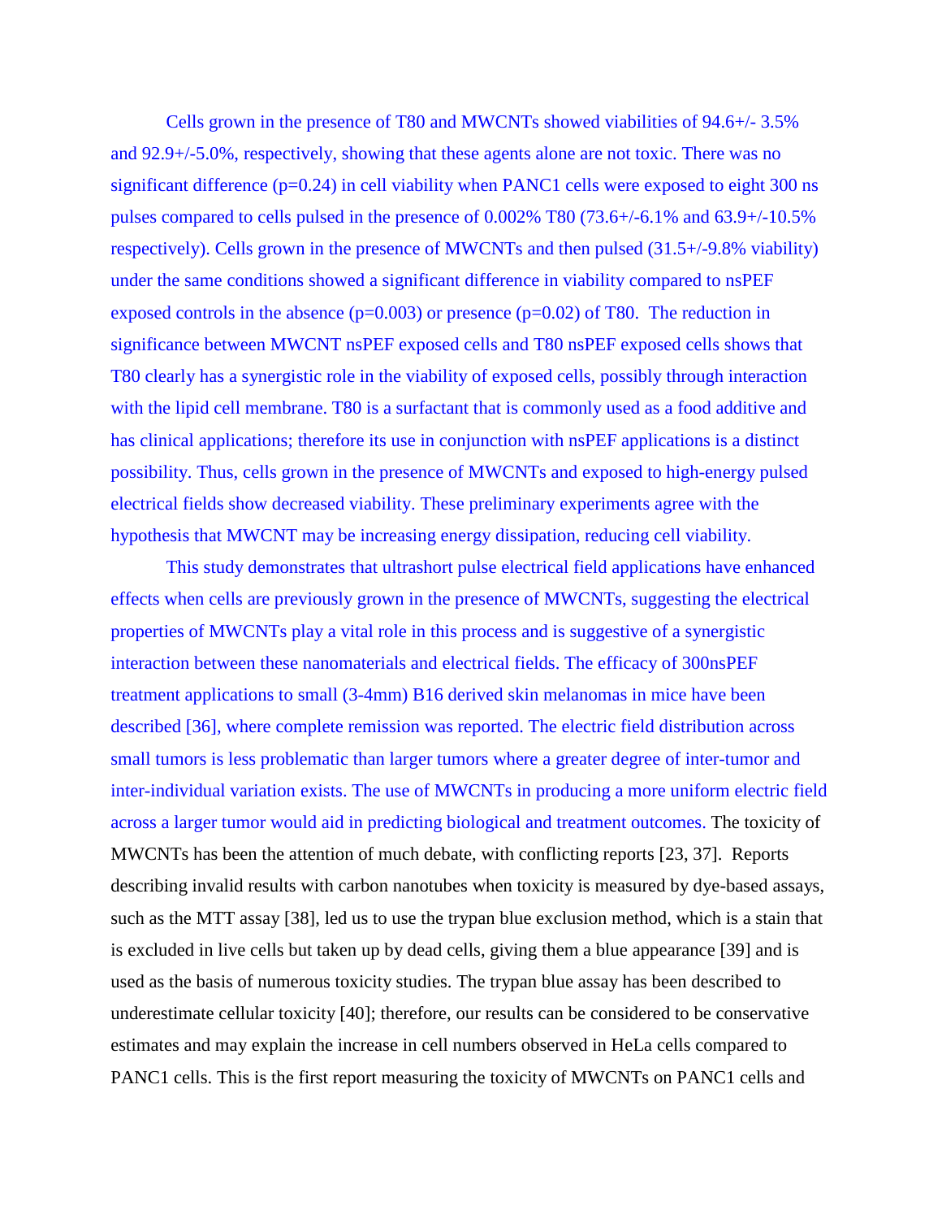Cells grown in the presence of T80 and MWCNTs showed viabilities of 94.6+/- 3.5% and 92.9+/-5.0%, respectively, showing that these agents alone are not toxic. There was no significant difference (p=0.24) in cell viability when PANC1 cells were exposed to eight 300 ns pulses compared to cells pulsed in the presence of 0.002% T80 (73.6+/-6.1% and 63.9+/-10.5% respectively). Cells grown in the presence of MWCNTs and then pulsed (31.5+/-9.8% viability) under the same conditions showed a significant difference in viability compared to nsPEF exposed controls in the absence (p=0.003) or presence (p=0.02) of T80. The reduction in significance between MWCNT nsPEF exposed cells and T80 nsPEF exposed cells shows that T80 clearly has a synergistic role in the viability of exposed cells, possibly through interaction with the lipid cell membrane. T80 is a surfactant that is commonly used as a food additive and has clinical applications; therefore its use in conjunction with nsPEF applications is a distinct possibility. Thus, cells grown in the presence of MWCNTs and exposed to high-energy pulsed electrical fields show decreased viability. These preliminary experiments agree with the hypothesis that MWCNT may be increasing energy dissipation, reducing cell viability.

This study demonstrates that ultrashort pulse electrical field applications have enhanced effects when cells are previously grown in the presence of MWCNTs, suggesting the electrical properties of MWCNTs play a vital role in this process and is suggestive of a synergistic interaction between these nanomaterials and electrical fields. The efficacy of 300nsPEF treatment applications to small (3-4mm) B16 derived skin melanomas in mice have been described [36], where complete remission was reported. The electric field distribution across small tumors is less problematic than larger tumors where a greater degree of inter-tumor and inter-individual variation exists. The use of MWCNTs in producing a more uniform electric field across a larger tumor would aid in predicting biological and treatment outcomes. The toxicity of MWCNTs has been the attention of much debate, with conflicting reports [23, 37]. Reports describing invalid results with carbon nanotubes when toxicity is measured by dye-based assays, such as the MTT assay [38], led us to use the trypan blue exclusion method, which is a stain that is excluded in live cells but taken up by dead cells, giving them a blue appearance [39] and is used as the basis of numerous toxicity studies. The trypan blue assay has been described to underestimate cellular toxicity [40]; therefore, our results can be considered to be conservative estimates and may explain the increase in cell numbers observed in HeLa cells compared to PANC1 cells. This is the first report measuring the toxicity of MWCNTs on PANC1 cells and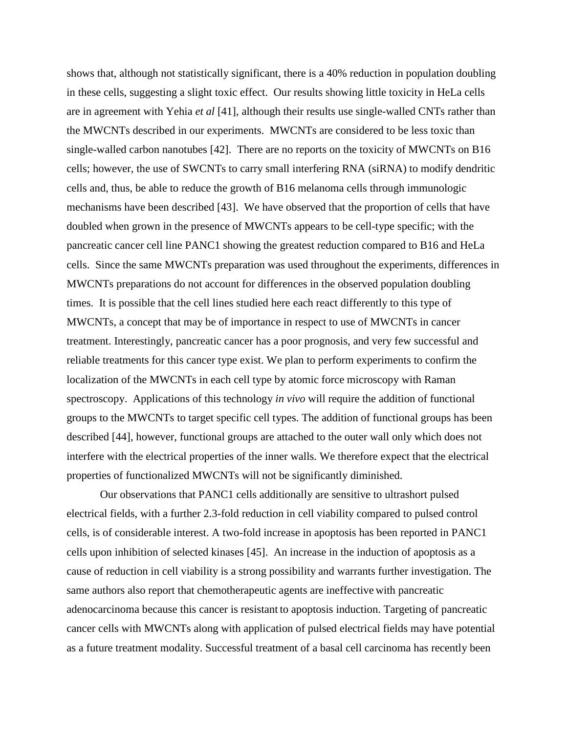shows that, although not statistically significant, there is a 40% reduction in population doubling in these cells, suggesting a slight toxic effect. Our results showing little toxicity in HeLa cells are in agreement with Yehia *et al* [41], although their results use single-walled CNTs rather than the MWCNTs described in our experiments. MWCNTs are considered to be less toxic than single-walled carbon nanotubes [42]. There are no reports on the toxicity of MWCNTs on B16 cells; however, the use of SWCNTs to carry small interfering RNA (siRNA) to modify dendritic cells and, thus, be able to reduce the growth of B16 melanoma cells through immunologic mechanisms have been described [43]. We have observed that the proportion of cells that have doubled when grown in the presence of MWCNTs appears to be cell-type specific; with the pancreatic cancer cell line PANC1 showing the greatest reduction compared to B16 and HeLa cells. Since the same MWCNTs preparation was used throughout the experiments, differences in MWCNTs preparations do not account for differences in the observed population doubling times. It is possible that the cell lines studied here each react differently to this type of MWCNTs, a concept that may be of importance in respect to use of MWCNTs in cancer treatment. Interestingly, pancreatic cancer has a poor prognosis, and very few successful and reliable treatments for this cancer type exist. We plan to perform experiments to confirm the localization of the MWCNTs in each cell type by atomic force microscopy with Raman spectroscopy. Applications of this technology *in vivo* will require the addition of functional groups to the MWCNTs to target specific cell types. The addition of functional groups has been described [44], however, functional groups are attached to the outer wall only which does not interfere with the electrical properties of the inner walls. We therefore expect that the electrical properties of functionalized MWCNTs will not be significantly diminished.

Our observations that PANC1 cells additionally are sensitive to ultrashort pulsed electrical fields, with a further 2.3-fold reduction in cell viability compared to pulsed control cells, is of considerable interest. A two-fold increase in apoptosis has been reported in PANC1 cells upon inhibition of selected kinases [45]. An increase in the induction of apoptosis as a cause of reduction in cell viability is a strong possibility and warrants further investigation. The same authors also report that chemotherapeutic agents are ineffective with pancreatic adenocarcinoma because this cancer is resistant to apoptosis induction. Targeting of pancreatic cancer cells with MWCNTs along with application of pulsed electrical fields may have potential as a future treatment modality. Successful treatment of a basal cell carcinoma has recently been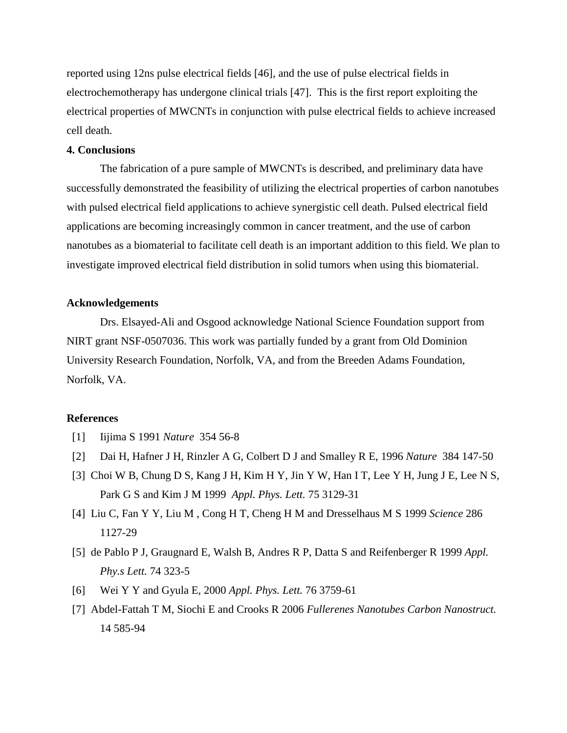reported using 12ns pulse electrical fields [46], and the use of pulse electrical fields in electrochemotherapy has undergone clinical trials [47]. This is the first report exploiting the electrical properties of MWCNTs in conjunction with pulse electrical fields to achieve increased cell death.

**4. Conclusions**

The fabrication of a pure sample of MWCNTs is described, and preliminary data have successfully demonstrated the feasibility of utilizing the electrical properties of carbon nanotubes with pulsed electrical field applications to achieve synergistic cell death. Pulsed electrical field applications are becoming increasingly common in cancer treatment, and the use of carbon nanotubes as a biomaterial to facilitate cell death is an important addition to this field. We plan to investigate improved electrical field distribution in solid tumors when using this biomaterial.

**Acknowledgements**

Drs. Elsayed-Ali and Osgood acknowledge National Science Foundation support from NIRT grant NSF-0507036. This work was partially funded by a grant from Old Dominion University Research Foundation, Norfolk, VA, and from the Breeden Adams Foundation, Norfolk, VA.

**References**

[1] Iijima S 1991 *Nature* 354 56-8

[2] Dai H, Hafner J H, Rinzler A G, Colbert D J and Smalley R E, 1996 *Nature* 384 147-50

[3] Choi W B, Chung D S, Kang J H, Kim H Y, Jin Y W, Han I T, Lee Y H, Jung J E, Lee N S, Park G S and Kim J M 1999 *Appl. Phys. Lett.* 75 3129-31

[4] Liu C, Fan Y Y, Liu M , Cong H T, Cheng H M and Dresselhaus M S 1999 *Science* 286 1127-29

[5] de Pablo P J, Graugnard E, Walsh B, Andres R P, Datta S and Reifenberger R 1999 *Appl. Phy.s Lett.* 74 323-5

[6] Wei Y Y and Gyula E, 2000 *Appl. Phys. Lett.* 76 3759-61

[7] Abdel-Fattah T M, Siochi E and Crooks R 2006 *Fullerenes Nanotubes Carbon Nanostruct.* 14 585-94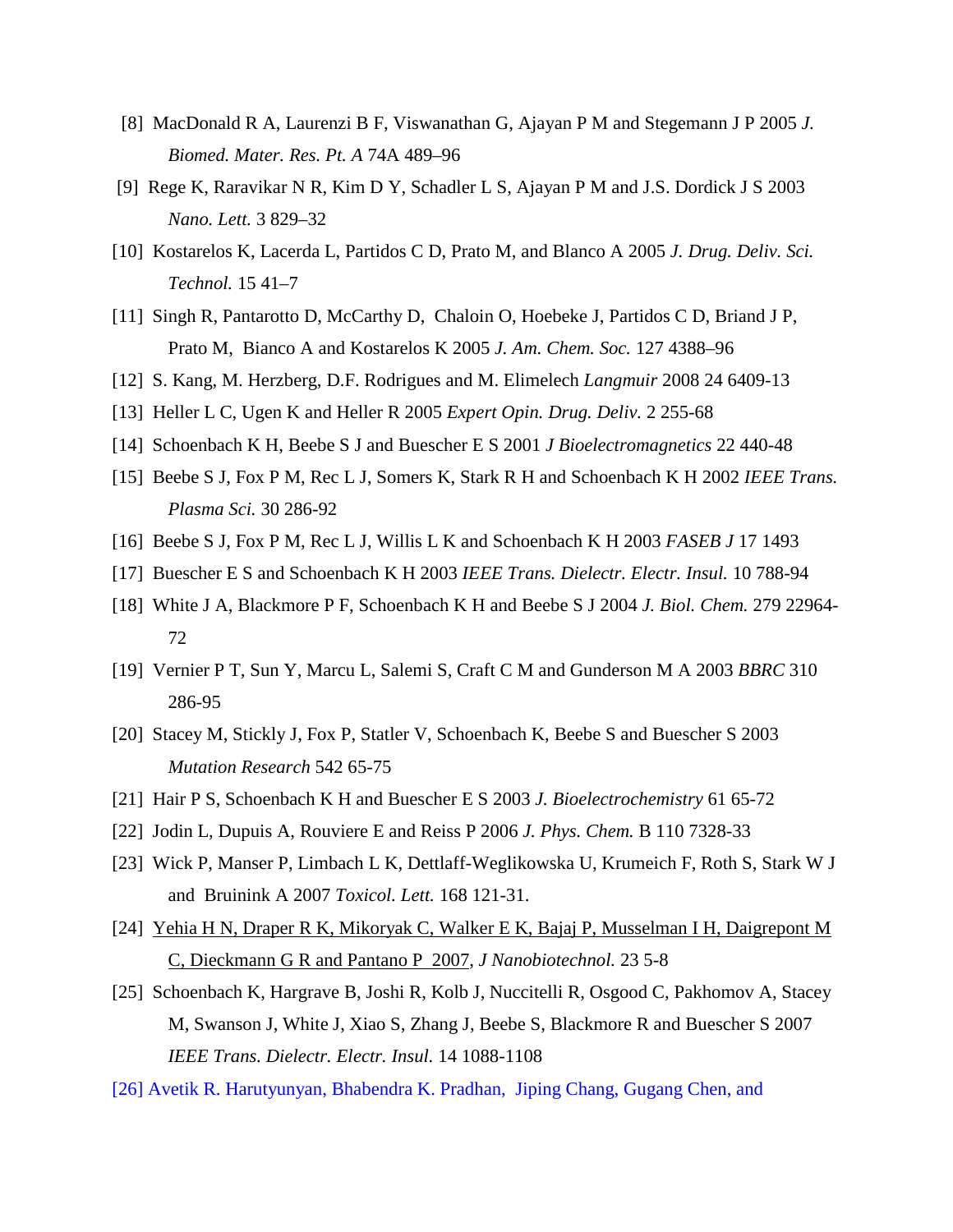[8] MacDonald R A, Laurenzi B F, Viswanathan G, Ajayan P M and Stegemann J P 2005 *J. Biomed. Mater. Res. Pt. A* 74A 489–96

[9] Rege K, Raravikar N R, Kim D Y, Schadler L S, Ajayan P M and J.S. Dordick J S 2003 *Nano. Lett.* 3 829–32

[10] Kostarelos K, Lacerda L, Partidos C D, Prato M, and Blanco A 2005 *J. Drug. Deliv. Sci. Technol.* 15 41–7

[11] Singh R, Pantarotto D, McCarthy D, Chaloin O, Hoebeke J, Partidos C D, Briand J P, Prato M, Bianco A and Kostarelos K 2005 *J. Am. Chem. Soc.* 127 4388–96

[12] S. Kang, M. Herzberg, D.F. Rodrigues and M. Elimelech *Langmuir* 2008 24 6409-13

[13] Heller L C, Ugen K and Heller R 2005 *Expert Opin. Drug. Deliv.* 2 255-68

[14] Schoenbach K H, Beebe S J and Buescher E S 2001 *J Bioelectromagnetics* 22 440-48

[15] Beebe S J, Fox P M, Rec L J, Somers K, Stark R H and Schoenbach K H 2002 *IEEE Trans. Plasma Sci.* 30 286-92

[16] Beebe S J, Fox P M, Rec L J, Willis L K and Schoenbach K H 2003 *FASEB J* 17 1493

[17] Buescher E S and Schoenbach K H 2003 *IEEE Trans. Dielectr. Electr. Insul.* 10 788-94

[18] White J A, Blackmore P F, Schoenbach K H and Beebe S J 2004 *J. Biol. Chem.* 279 22964-72

[19] Vernier P T, Sun Y, Marcu L, Salemi S, Craft C M and Gunderson M A 2003 *BBRC* 310 286-95

[20] Stacey M, Stickly J, Fox P, Statler V, Schoenbach K, Beebe S and Buescher S 2003 *Mutation Research* 542 65-75

[21] Hair P S, Schoenbach K H and Buescher E S 2003 *J. Bioelectrochemistry* 61 65-72

[22] Jodin L, Dupuis A, Rouviere E and Reiss P 2006 *J. Phys. Chem.* B 110 7328-33

[23] Wick P, Manser P, Limbach L K, Dettlaff-Weglikowska U, Krumeich F, Roth S, Stark W J and Bruinink A 2007 *Toxicol. Lett.* 168 121-31.

[24] Yehia H N, Draper R K, Mikoryak C, Walker E K, Bajaj P, Musselman I H, Daigrepont M C, Dieckmann G R and Pantano P 2007, *J Nanobiotechnol.* 23 5-8

[25] Schoenbach K, Hargrave B, Joshi R, Kolb J, Nuccitelli R, Osgood C, Pakhomov A, Stacey M, Swanson J, White J, Xiao S, Zhang J, Beebe S, Blackmore R and Buescher S 2007 *IEEE Trans. Dielectr. Electr. Insul.* 14 1088-1108

[26] Avetik R. Harutyunyan, Bhabendra K. Pradhan, Jiping Chang, Gugang Chen, and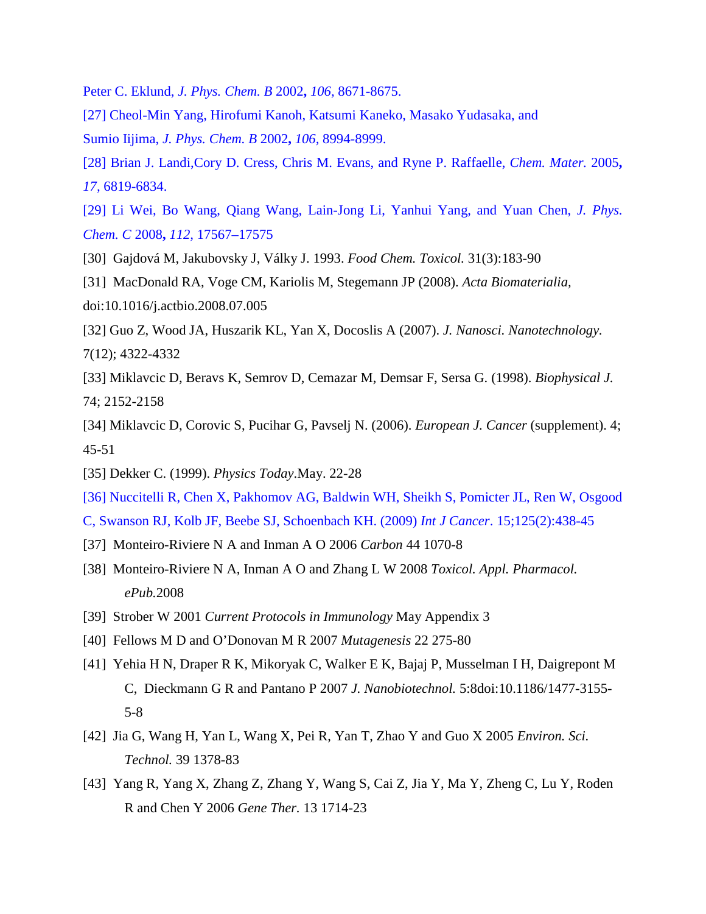Peter C. Eklund, *J. Phys. Chem. B* 2002**,** *106,* 8671-8675.

[27] Cheol-Min Yang, Hirofumi Kanoh, Katsumi Kaneko, Masako Yudasaka, and Sumio Iijima, *J. Phys. Chem. B* 2002**,** *106,* 8994-8999.

[28] Brian J. Landi,Cory D. Cress, Chris M. Evans, and Ryne P. Raffaelle, *Chem. Mater.* 2005**,** *17,* 6819-6834.

[29] Li Wei, Bo Wang, Qiang Wang, Lain-Jong Li, Yanhui Yang, and Yuan Chen, *J. Phys. Chem. C* 2008**,** *112,* 17567–17575

[30] Gajdová M, Jakubovsky J, Války J. 1993. *Food Chem. Toxicol.* 31(3):183-90

[31] MacDonald RA, Voge CM, Kariolis M, Stegemann JP (2008). *Acta Biomaterialia,* doi:10.1016/j.actbio.2008.07.005

[32] Guo Z, Wood JA, Huszarik KL, Yan X, Docoslis A (2007). *J. Nanosci. Nanotechnology.* 7(12); 4322-4332

[33] Miklavcic D, Beravs K, Semrov D, Cemazar M, Demsar F, Sersa G. (1998). *Biophysical J.* 74; 2152-2158

[34] Miklavcic D, Corovic S, Pucihar G, Pavselj N. (2006). *European J. Cancer* (supplement). 4; 45-51

[35] Dekker C. (1999). *Physics Today*.May. 22-28

[36] Nuccitelli R, Chen X, Pakhomov AG, Baldwin WH, Sheikh S, Pomicter JL, Ren W, Osgood C, Swanson RJ, Kolb JF, Beebe SJ, Schoenbach KH. (2009) *Int J Cancer*. 15;125(2):438-45

[37] Monteiro-Riviere N A and Inman A O 2006 *Carbon* 44 1070-8

[38] Monteiro-Riviere N A, Inman A O and Zhang L W 2008 *Toxicol. Appl. Pharmacol. ePub.*2008

[39] Strober W 2001 *Current Protocols in Immunology* May Appendix 3

[40] Fellows M D and O'Donovan M R 2007 *Mutagenesis* 22 275-80

[41] Yehia H N, Draper R K, Mikoryak C, Walker E K, Bajaj P, Musselman I H, Daigrepont M C, Dieckmann G R and Pantano P 2007 *J. Nanobiotechnol.* 5:8doi:10.1186/1477-3155-5-8

[42] Jia G, Wang H, Yan L, Wang X, Pei R, Yan T, Zhao Y and Guo X 2005 *Environ. Sci. Technol.* 39 1378-83

[43] Yang R, Yang X, Zhang Z, Zhang Y, Wang S, Cai Z, Jia Y, Ma Y, Zheng C, Lu Y, Roden R and Chen Y 2006 *Gene Ther.* 13 1714-23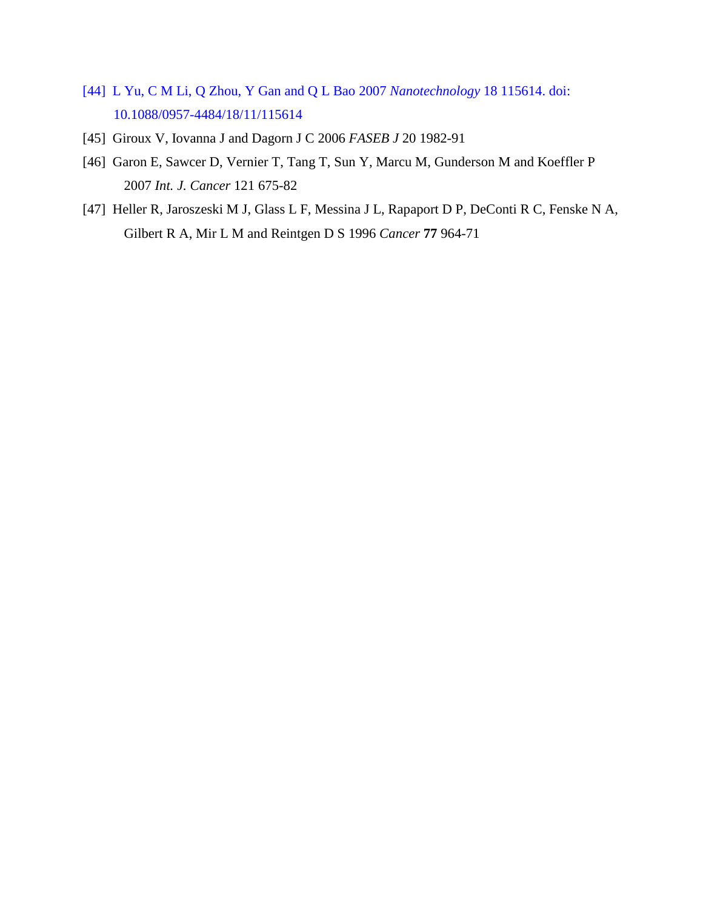[44] L Yu, C M Li, Q Zhou, Y Gan and Q L Bao 2007 *Nanotechnology* 18 115614. doi: 10.1088/0957-4484/18/11/115614

[45] Giroux V, Iovanna J and Dagorn J C 2006 *FASEB J* 20 1982-91

[46] Garon E, Sawcer D, Vernier T, Tang T, Sun Y, Marcu M, Gunderson M and Koeffler P 2007 *Int. J. Cancer* 121 675-82

[47] Heller R, Jaroszeski M J, Glass L F, Messina J L, Rapaport D P, DeConti R C, Fenske N A, Gilbert R A, Mir L M and Reintgen D S 1996 *Cancer* **77** 964-71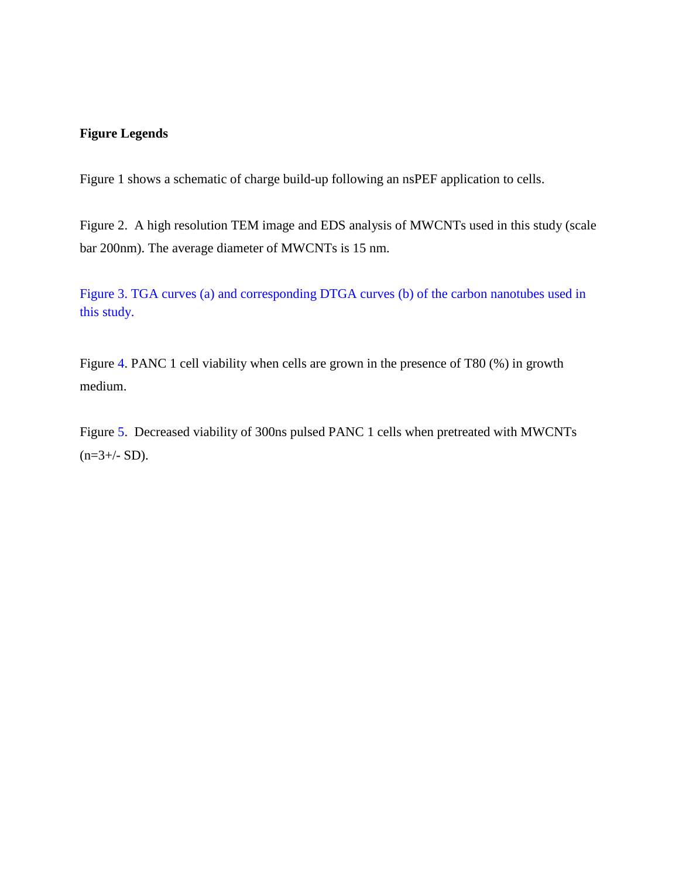**Figure Legends**

Figure 1 shows a schematic of charge build-up following an nsPEF application to cells.

Figure 2. A high resolution TEM image and EDS analysis of MWCNTs used in this study (scale bar 200nm). The average diameter of MWCNTs is 15 nm.

Figure 3. TGA curves (a) and corresponding DTGA curves (b) of the carbon nanotubes used in this study.

Figure 4. PANC 1 cell viability when cells are grown in the presence of T80 (%) in growth medium.

Figure 5. Decreased viability of 300ns pulsed PANC 1 cells when pretreated with MWCNTs (n=3+/- SD).